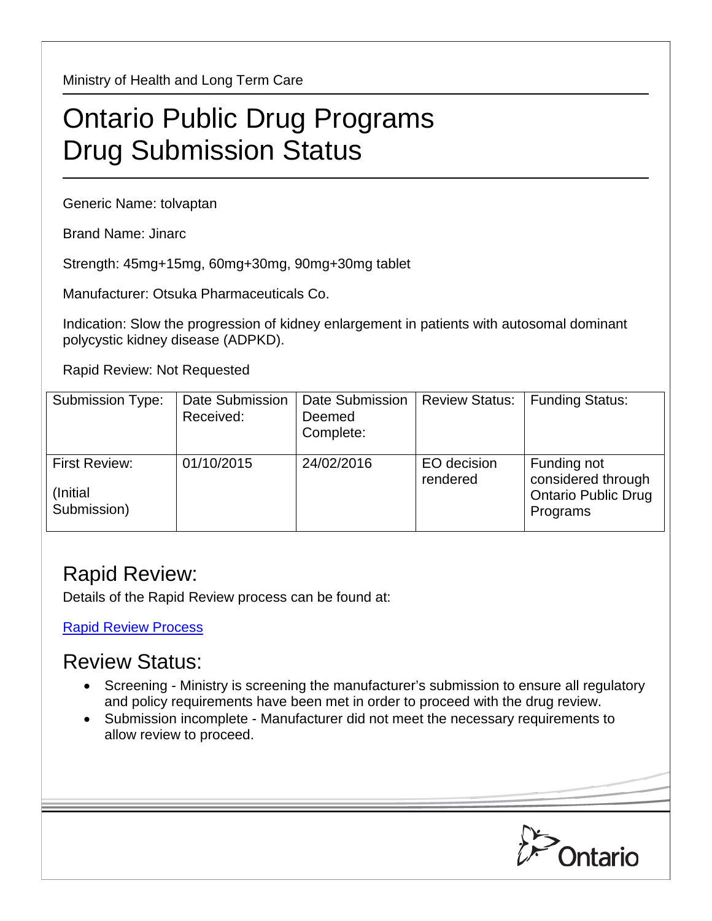Ministry of Health and Long Term Care

# Ontario Public Drug Programs
# Drug Submission Status

Generic Name: tolvaptan

Brand Name: Jinarc

Strength: 45mg+15mg, 60mg+30mg, 90mg+30mg tablet

Manufacturer: Otsuka Pharmaceuticals Co.

Indication: Slow the progression of kidney enlargement in patients with autosomal dominant polycystic kidney disease (ADPKD).

Rapid Review: Not Requested

| Submission Type: | Date Submission Received: | Date Submission Deemed Complete: | Review Status: | Funding Status: |
|---|---|---|---|---|
| First Review: (Initial Submission) | 01/10/2015 | 24/02/2016 | EO decision rendered | Funding not considered through Ontario Public Drug Programs |

## Rapid Review:

Details of the Rapid Review process can be found at:

[Rapid Review Process]

## Review Status:

- Screening - Ministry is screening the manufacturer's submission to ensure all regulatory and policy requirements have been met in order to proceed with the drug review.
- Submission incomplete - Manufacturer did not meet the necessary requirements to allow review to proceed.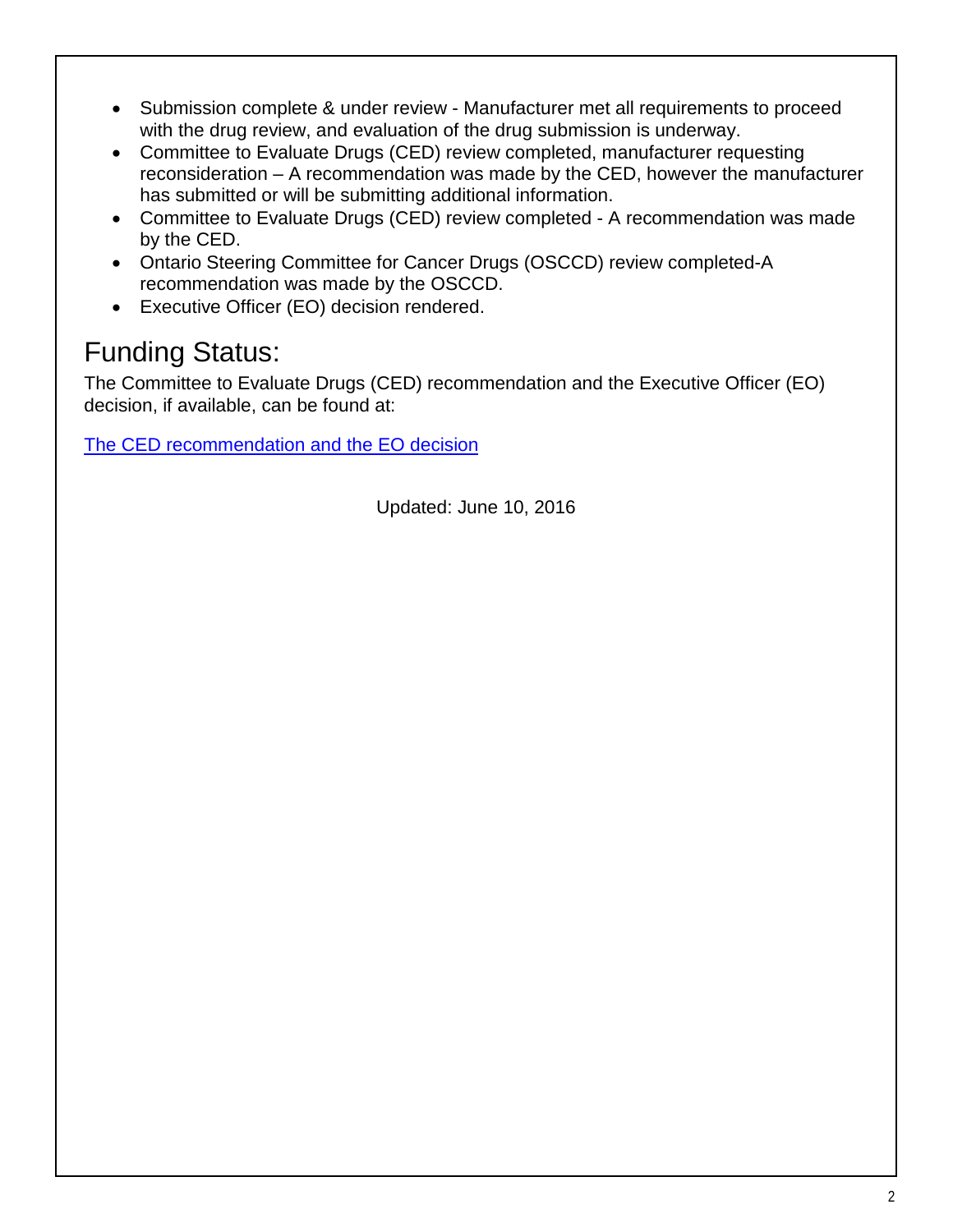- Submission complete & under review - Manufacturer met all requirements to proceed with the drug review, and evaluation of the drug submission is underway.
- Committee to Evaluate Drugs (CED) review completed, manufacturer requesting reconsideration – A recommendation was made by the CED, however the manufacturer has submitted or will be submitting additional information.
- Committee to Evaluate Drugs (CED) review completed - A recommendation was made by the CED.
- Ontario Steering Committee for Cancer Drugs (OSCCD) review completed-A recommendation was made by the OSCCD.
- Executive Officer (EO) decision rendered.

## Funding Status:

The Committee to Evaluate Drugs (CED) recommendation and the Executive Officer (EO) decision, if available, can be found at:

The CED recommendation and the EO decision

Updated: June 10, 2016